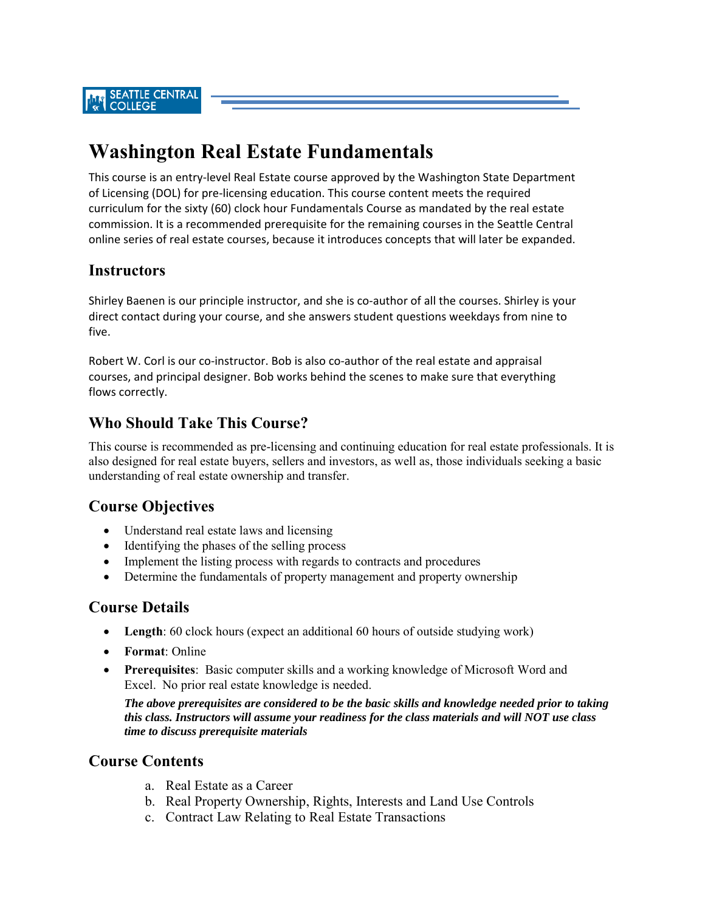# Washington Real Estate Fundamentals

This course is an entry-level Real Estate course approved by the Washington State Department of Licensing (DOL) for pre-licensing education. This course content meets the required curriculum for the sixty (60) clock hour Fundamentals Course as mandated by the real estate commission. It is a recommended prerequisite for the remaining courses in the Seattle Central online series of real estate courses, because it introduces concepts that will later be expanded.

## Instructors

Shirley Baenen is our principle instructor, and she is co-author of all the courses. Shirley is your direct contact during your course, and she answers student questions weekdays from nine to five.

Robert W. Corl is our co-instructor. Bob is also co-author of the real estate and appraisal courses, and principal designer. Bob works behind the scenes to make sure that everything flows correctly.

## Who Should Take This Course?

This course is recommended as pre-licensing and continuing education for real estate professionals. It is also designed for real estate buyers, sellers and investors, as well as, those individuals seeking a basic understanding of real estate ownership and transfer.

## Course Objectives

- Understand real estate laws and licensing
- Identifying the phases of the selling process
- Implement the listing process with regards to contracts and procedures
- Determine the fundamentals of property management and property ownership

## Course Details

- **Length**: 60 clock hours (expect an additional 60 hours of outside studying work)
- **Format**: Online
- **Prerequisites**: Basic computer skills and a working knowledge of Microsoft Word and Excel. No prior real estate knowledge is needed.

  ***The above prerequisites are considered to be the basic skills and knowledge needed prior to taking this class. Instructors will assume your readiness for the class materials and will NOT use class time to discuss prerequisite materials***

## Course Contents

a. Real Estate as a Career
b. Real Property Ownership, Rights, Interests and Land Use Controls
c. Contract Law Relating to Real Estate Transactions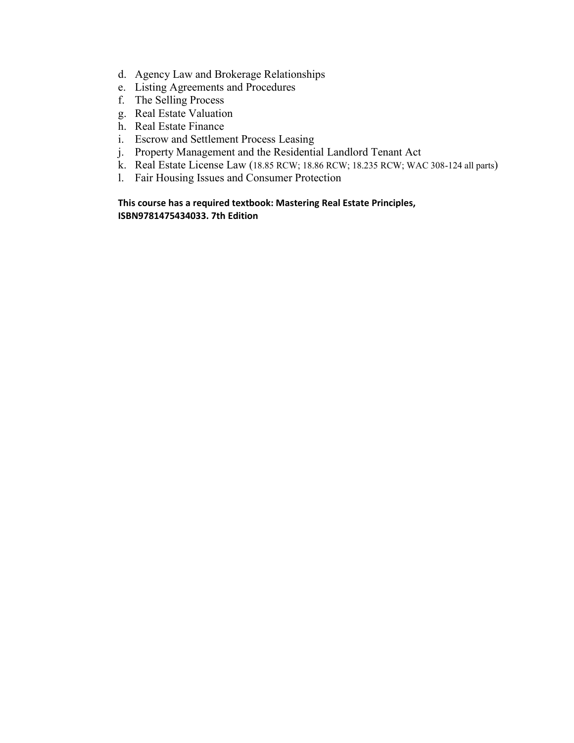d. Agency Law and Brokerage Relationships
e. Listing Agreements and Procedures
f. The Selling Process
g. Real Estate Valuation
h. Real Estate Finance
i. Escrow and Settlement Process Leasing
j. Property Management and the Residential Landlord Tenant Act
k. Real Estate License Law (18.85 RCW; 18.86 RCW; 18.235 RCW; WAC 308-124 all parts)
l. Fair Housing Issues and Consumer Protection

**This course has a required textbook: Mastering Real Estate Principles, ISBN9781475434033. 7th Edition**